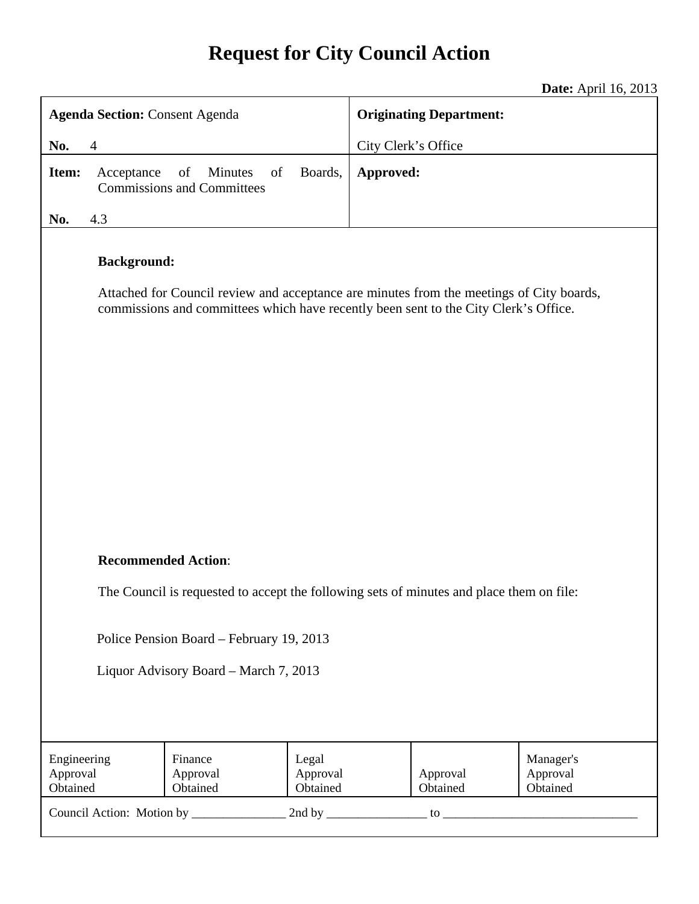# Request for City Council Action

**Date:** April 16, 2013

| **Agenda Section:** Consent Agenda<br><br>**No.** 4 | **Originating Department:**<br><br>City Clerk's Office |
|---|---|
| **Item:** Acceptance of Minutes of Boards, Commissions and Committees<br><br>**No.** 4.3 | **Approved:** |

**Background:**

Attached for Council review and acceptance are minutes from the meetings of City boards, commissions and committees which have recently been sent to the City Clerk's Office.

**Recommended Action**:

The Council is requested to accept the following sets of minutes and place them on file:

Police Pension Board – February 19, 2013

Liquor Advisory Board – March 7, 2013

| Engineering Approval Obtained | Finance Approval Obtained | Legal Approval Obtained | Approval Obtained | Manager's Approval Obtained |
|---|---|---|---|---|

Council Action: Motion by _______________ 2nd by ________________ to _______________________________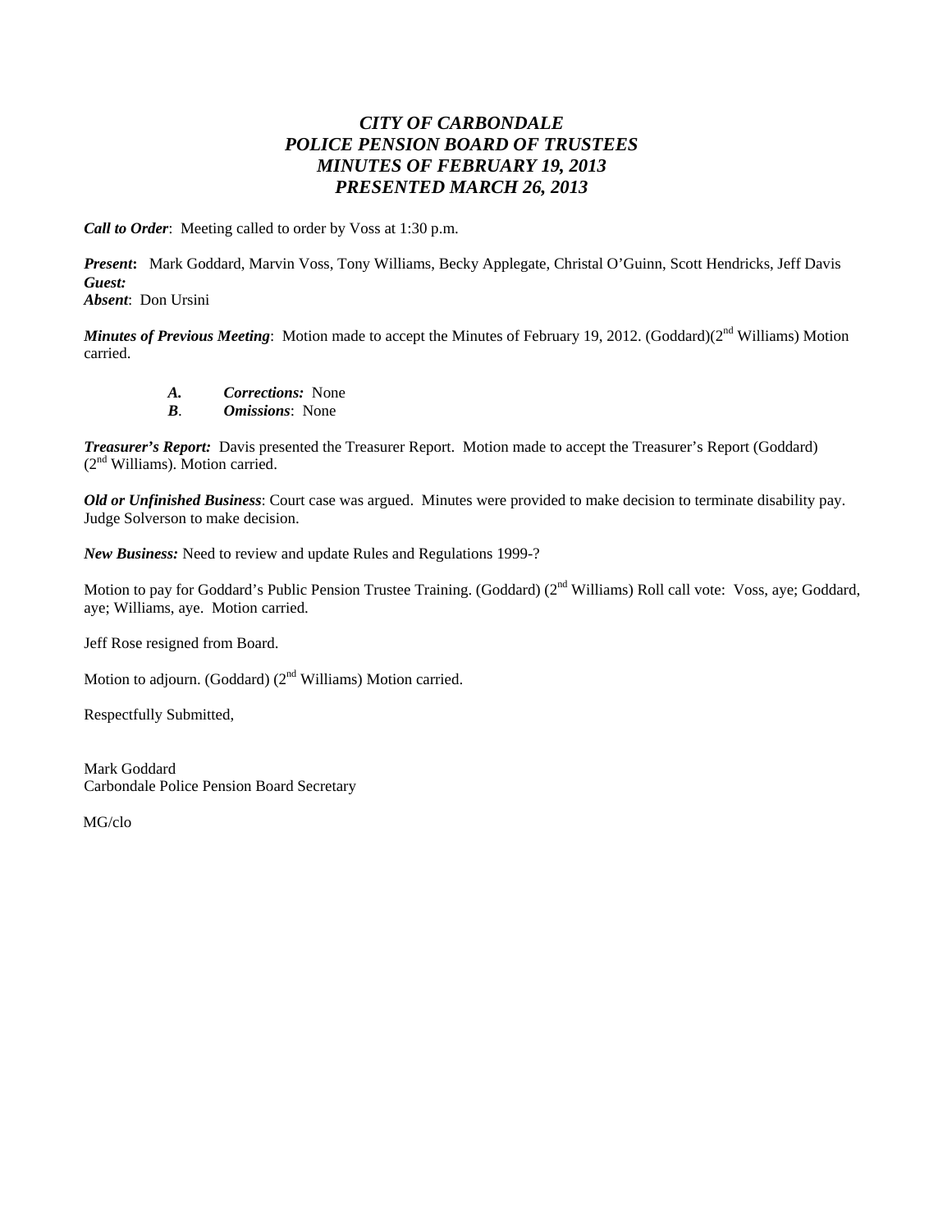# *CITY OF CARBONDALE*
# *POLICE PENSION BOARD OF TRUSTEES*
# *MINUTES OF FEBRUARY 19, 2013*
# *PRESENTED MARCH 26, 2013*

***Call to Order***: Meeting called to order by Voss at 1:30 p.m.

***Present*:** Mark Goddard, Marvin Voss, Tony Williams, Becky Applegate, Christal O'Guinn, Scott Hendricks, Jeff Davis
***Guest:***
***Absent***: Don Ursini

***Minutes of Previous Meeting***: Motion made to accept the Minutes of February 19, 2012. (Goddard)(2nd Williams) Motion carried.

- ***A.*** ***Corrections:*** None
- ***B***. ***Omissions***: None

***Treasurer's Report:*** Davis presented the Treasurer Report. Motion made to accept the Treasurer's Report (Goddard) (2nd Williams). Motion carried.

***Old or Unfinished Business***: Court case was argued. Minutes were provided to make decision to terminate disability pay. Judge Solverson to make decision.

***New Business:*** Need to review and update Rules and Regulations 1999-?

Motion to pay for Goddard's Public Pension Trustee Training. (Goddard) (2nd Williams) Roll call vote: Voss, aye; Goddard, aye; Williams, aye. Motion carried.

Jeff Rose resigned from Board.

Motion to adjourn. (Goddard) (2nd Williams) Motion carried.

Respectfully Submitted,

Mark Goddard
Carbondale Police Pension Board Secretary

MG/clo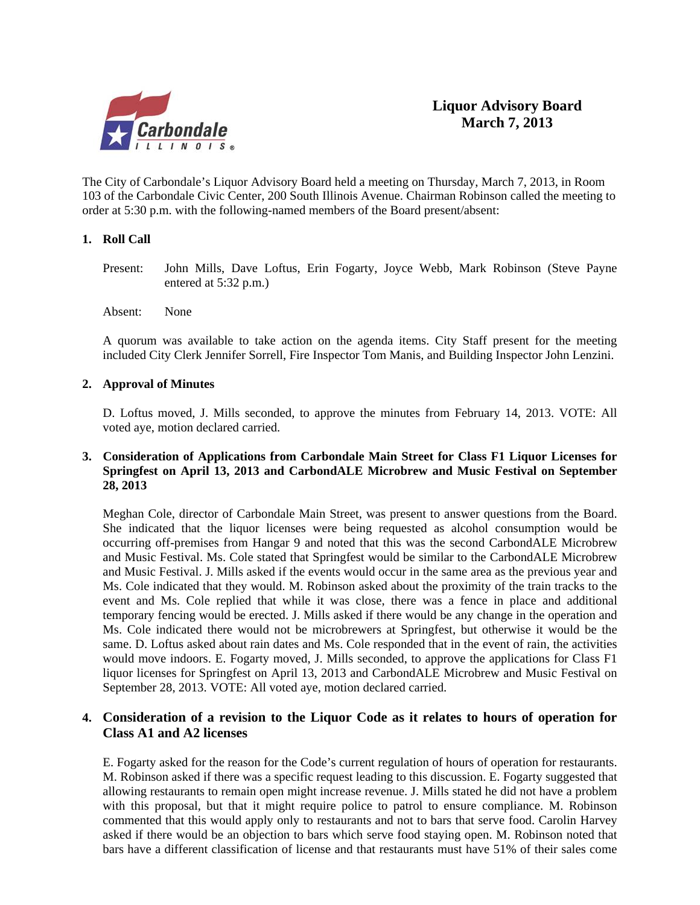# Liquor Advisory Board
## March 7, 2013

The City of Carbondale's Liquor Advisory Board held a meeting on Thursday, March 7, 2013, in Room 103 of the Carbondale Civic Center, 200 South Illinois Avenue. Chairman Robinson called the meeting to order at 5:30 p.m. with the following-named members of the Board present/absent:

**1. Roll Call**

Present: John Mills, Dave Loftus, Erin Fogarty, Joyce Webb, Mark Robinson (Steve Payne entered at 5:32 p.m.)

Absent: None

A quorum was available to take action on the agenda items. City Staff present for the meeting included City Clerk Jennifer Sorrell, Fire Inspector Tom Manis, and Building Inspector John Lenzini.

**2. Approval of Minutes**

D. Loftus moved, J. Mills seconded, to approve the minutes from February 14, 2013. VOTE: All voted aye, motion declared carried.

**3. Consideration of Applications from Carbondale Main Street for Class F1 Liquor Licenses for Springfest on April 13, 2013 and CarbondALE Microbrew and Music Festival on September 28, 2013**

Meghan Cole, director of Carbondale Main Street, was present to answer questions from the Board. She indicated that the liquor licenses were being requested as alcohol consumption would be occurring off-premises from Hangar 9 and noted that this was the second CarbondALE Microbrew and Music Festival. Ms. Cole stated that Springfest would be similar to the CarbondALE Microbrew and Music Festival. J. Mills asked if the events would occur in the same area as the previous year and Ms. Cole indicated that they would. M. Robinson asked about the proximity of the train tracks to the event and Ms. Cole replied that while it was close, there was a fence in place and additional temporary fencing would be erected. J. Mills asked if there would be any change in the operation and Ms. Cole indicated there would not be microbrewers at Springfest, but otherwise it would be the same. D. Loftus asked about rain dates and Ms. Cole responded that in the event of rain, the activities would move indoors. E. Fogarty moved, J. Mills seconded, to approve the applications for Class F1 liquor licenses for Springfest on April 13, 2013 and CarbondALE Microbrew and Music Festival on September 28, 2013. VOTE: All voted aye, motion declared carried.

**4. Consideration of a revision to the Liquor Code as it relates to hours of operation for Class A1 and A2 licenses**

E. Fogarty asked for the reason for the Code's current regulation of hours of operation for restaurants. M. Robinson asked if there was a specific request leading to this discussion. E. Fogarty suggested that allowing restaurants to remain open might increase revenue. J. Mills stated he did not have a problem with this proposal, but that it might require police to patrol to ensure compliance. M. Robinson commented that this would apply only to restaurants and not to bars that serve food. Carolin Harvey asked if there would be an objection to bars which serve food staying open. M. Robinson noted that bars have a different classification of license and that restaurants must have 51% of their sales come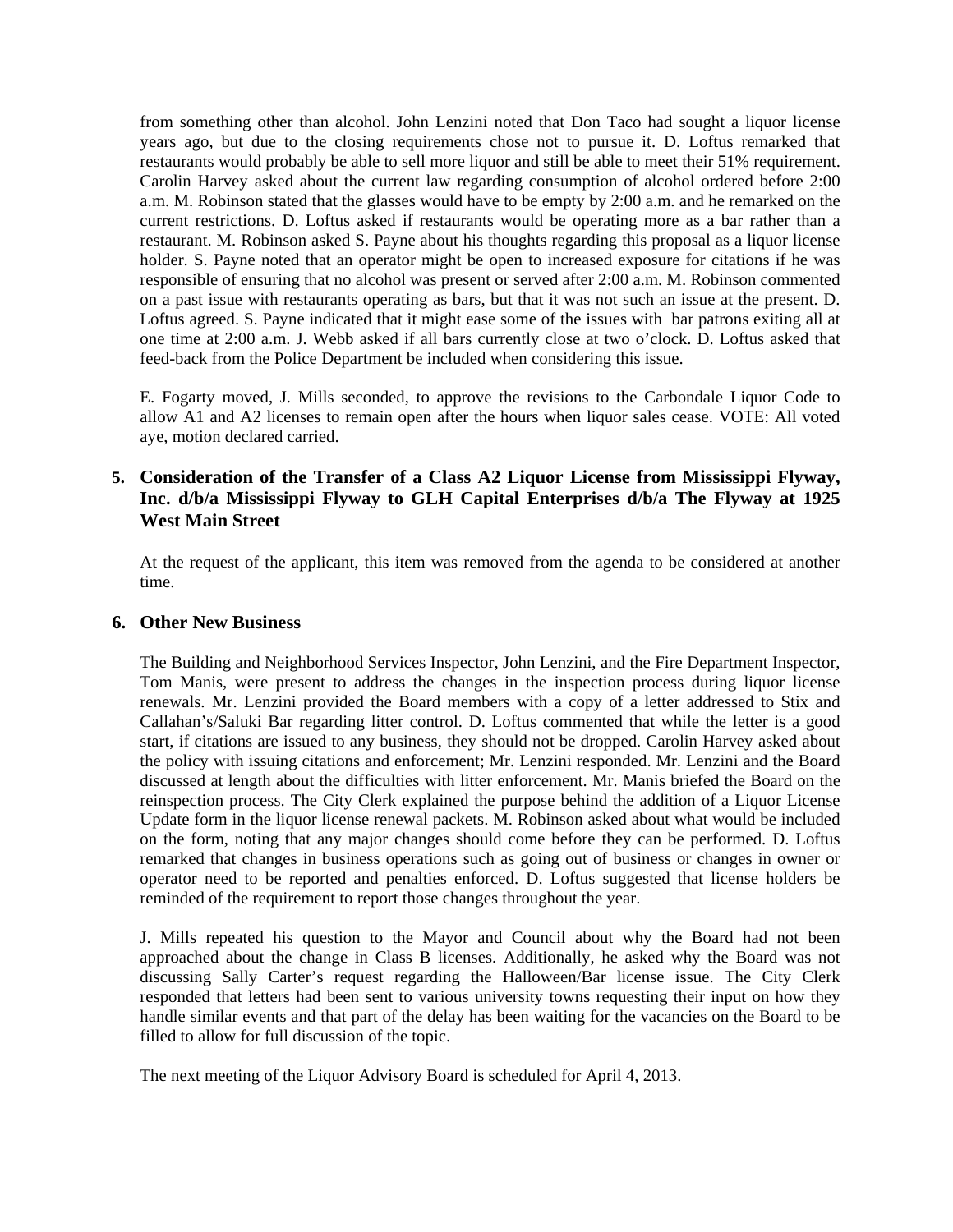from something other than alcohol. John Lenzini noted that Don Taco had sought a liquor license years ago, but due to the closing requirements chose not to pursue it. D. Loftus remarked that restaurants would probably be able to sell more liquor and still be able to meet their 51% requirement. Carolin Harvey asked about the current law regarding consumption of alcohol ordered before 2:00 a.m. M. Robinson stated that the glasses would have to be empty by 2:00 a.m. and he remarked on the current restrictions. D. Loftus asked if restaurants would be operating more as a bar rather than a restaurant. M. Robinson asked S. Payne about his thoughts regarding this proposal as a liquor license holder. S. Payne noted that an operator might be open to increased exposure for citations if he was responsible of ensuring that no alcohol was present or served after 2:00 a.m. M. Robinson commented on a past issue with restaurants operating as bars, but that it was not such an issue at the present. D. Loftus agreed. S. Payne indicated that it might ease some of the issues with bar patrons exiting all at one time at 2:00 a.m. J. Webb asked if all bars currently close at two o'clock. D. Loftus asked that feed-back from the Police Department be included when considering this issue.

E. Fogarty moved, J. Mills seconded, to approve the revisions to the Carbondale Liquor Code to allow A1 and A2 licenses to remain open after the hours when liquor sales cease. VOTE: All voted aye, motion declared carried.

## 5. Consideration of the Transfer of a Class A2 Liquor License from Mississippi Flyway, Inc. d/b/a Mississippi Flyway to GLH Capital Enterprises d/b/a The Flyway at 1925 West Main Street

At the request of the applicant, this item was removed from the agenda to be considered at another time.

## 6. Other New Business

The Building and Neighborhood Services Inspector, John Lenzini, and the Fire Department Inspector, Tom Manis, were present to address the changes in the inspection process during liquor license renewals. Mr. Lenzini provided the Board members with a copy of a letter addressed to Stix and Callahan's/Saluki Bar regarding litter control. D. Loftus commented that while the letter is a good start, if citations are issued to any business, they should not be dropped. Carolin Harvey asked about the policy with issuing citations and enforcement; Mr. Lenzini responded. Mr. Lenzini and the Board discussed at length about the difficulties with litter enforcement. Mr. Manis briefed the Board on the reinspection process. The City Clerk explained the purpose behind the addition of a Liquor License Update form in the liquor license renewal packets. M. Robinson asked about what would be included on the form, noting that any major changes should come before they can be performed. D. Loftus remarked that changes in business operations such as going out of business or changes in owner or operator need to be reported and penalties enforced. D. Loftus suggested that license holders be reminded of the requirement to report those changes throughout the year.

J. Mills repeated his question to the Mayor and Council about why the Board had not been approached about the change in Class B licenses. Additionally, he asked why the Board was not discussing Sally Carter's request regarding the Halloween/Bar license issue. The City Clerk responded that letters had been sent to various university towns requesting their input on how they handle similar events and that part of the delay has been waiting for the vacancies on the Board to be filled to allow for full discussion of the topic.

The next meeting of the Liquor Advisory Board is scheduled for April 4, 2013.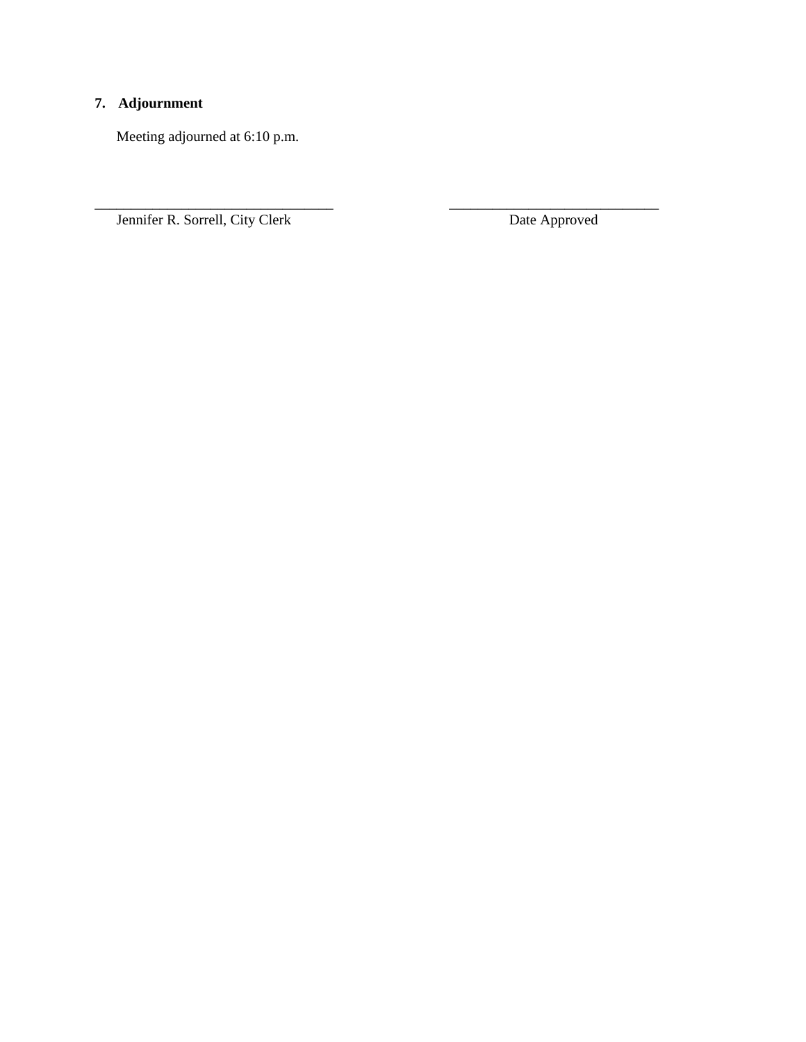**7. Adjournment**

Meeting adjourned at 6:10 p.m.

_________________________________ Jennifer R. Sorrell, City Clerk

_____________________________ Date Approved